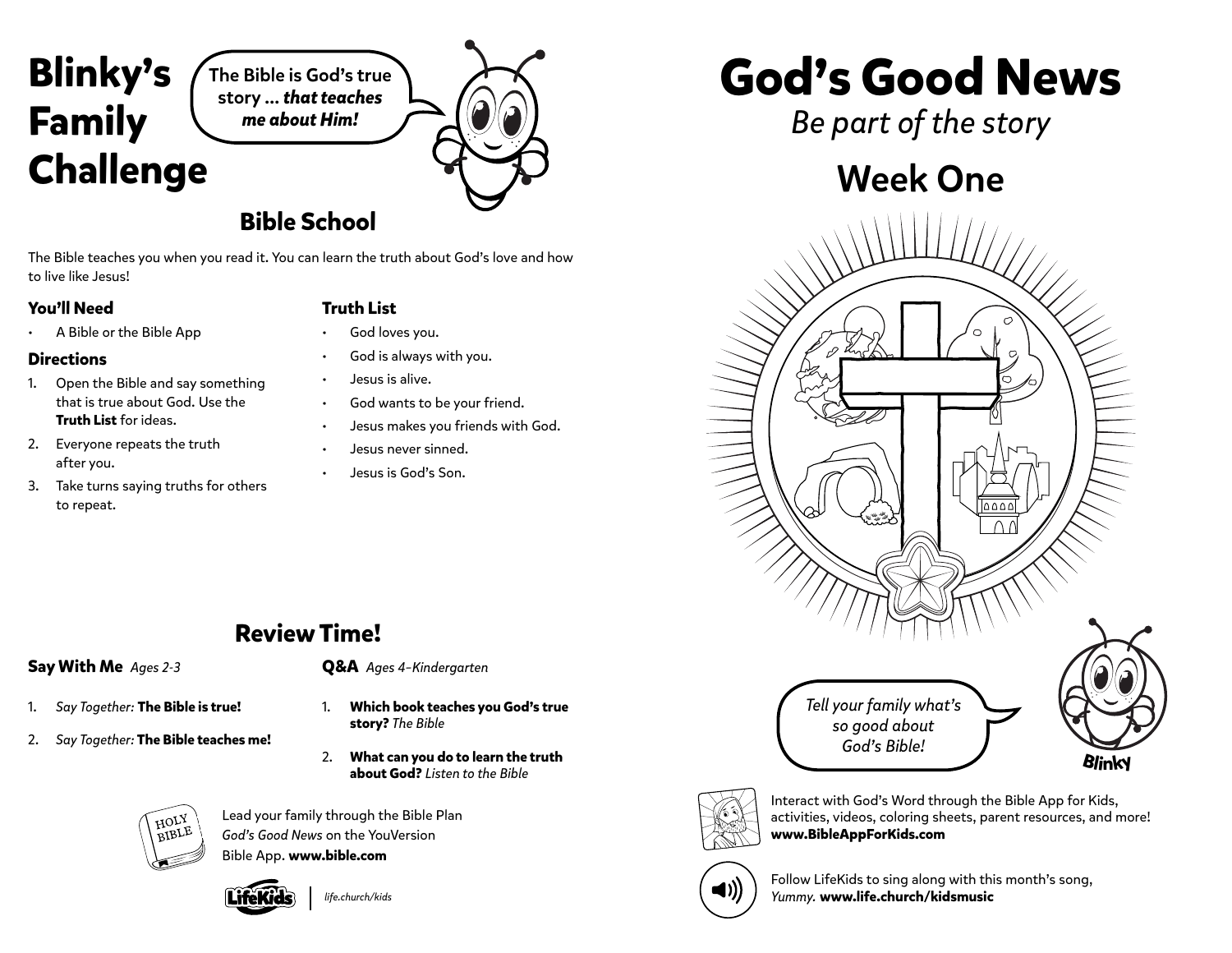# Blinky's Family Challenge

The Bible is God's true story ... ***that teaches me about Him!***

## Bible School

The Bible teaches you when you read it. You can learn the truth about God's love and how to live like Jesus!

### You'll Need

- A Bible or the Bible App

### Directions

1. Open the Bible and say something that is true about God. Use the **Truth List** for ideas.
2. Everyone repeats the truth after you.
3. Take turns saying truths for others to repeat.

### Truth List

- God loves you.
- God is always with you.
- Jesus is alive.
- God wants to be your friend.
- Jesus makes you friends with God.
- Jesus never sinned.
- Jesus is God's Son.

## Review Time!

### Say With Me *Ages 2-3*

1. *Say Together:* **The Bible is true!**
2. *Say Together:* **The Bible teaches me!**

### Q&A *Ages 4–Kindergarten*

1. **Which book teaches you God's true story?** *The Bible*
2. **What can you do to learn the truth about God?** *Listen to the Bible*

Lead your family through the Bible Plan *God's Good News* on the YouVersion Bible App. **www.bible.com**

LifeKids | *life.church/kids*

# God's Good News

*Be part of the story*

## Week One

*Tell your family what's so good about God's Bible!*

Blinky

Interact with God's Word through the Bible App for Kids, activities, videos, coloring sheets, parent resources, and more! **www.BibleAppForKids.com**

Follow LifeKids to sing along with this month's song, *Yummy.* **www.life.church/kidsmusic**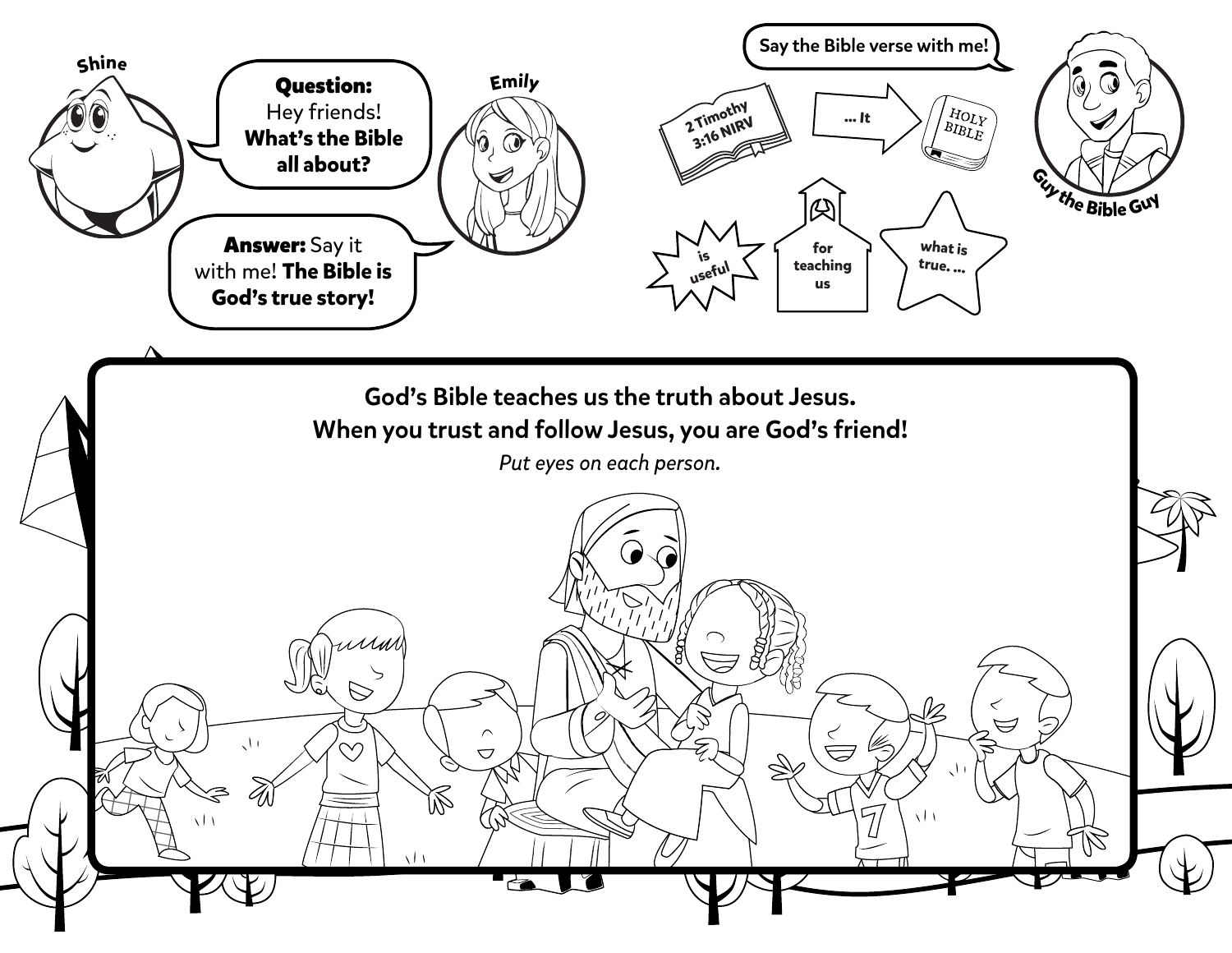Shine

**Question:** Hey friends! **What's the Bible all about?**

Emily

**Answer:** Say it with me! **The Bible is God's true story!**

Say the Bible verse with me!

2 Timothy 3:16 NIRV

... It

HOLY BIBLE

is useful

for teaching us

what is true. ...

Guy the Bible Guy

**God's Bible teaches us the truth about Jesus.**
**When you trust and follow Jesus, you are God's friend!**

*Put eyes on each person.*